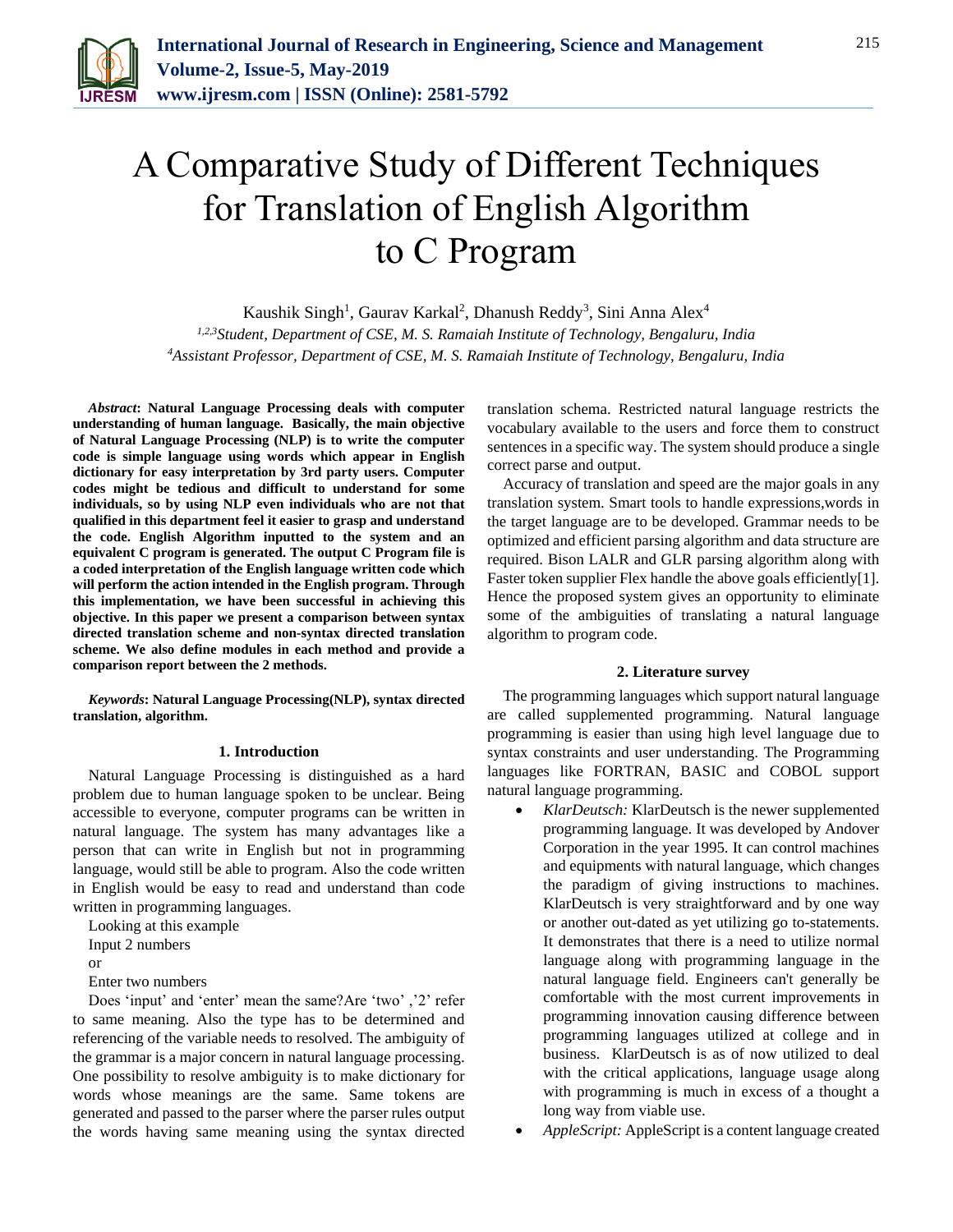# A Comparative Study of Different Techniques for Translation of English Algorithm to C Program

Kaushik Singh[1], Gaurav Karkal[2], Dhanush Reddy[3], Sini Anna Alex[4]

[1,2,3]*Student, Department of CSE, M. S. Ramaiah Institute of Technology, Bengaluru, India*
[4]*Assistant Professor, Department of CSE, M. S. Ramaiah Institute of Technology, Bengaluru, India*

***Abstract*: Natural Language Processing deals with computer understanding of human language. Basically, the main objective of Natural Language Processing (NLP) is to write the computer code is simple language using words which appear in English dictionary for easy interpretation by 3rd party users. Computer codes might be tedious and difficult to understand for some individuals, so by using NLP even individuals who are not that qualified in this department feel it easier to grasp and understand the code. English Algorithm inputted to the system and an equivalent C program is generated. The output C Program file is a coded interpretation of the English language written code which will perform the action intended in the English program. Through this implementation, we have been successful in achieving this objective. In this paper we present a comparison between syntax directed translation scheme and non-syntax directed translation scheme. We also define modules in each method and provide a comparison report between the 2 methods.**

***Keywords*: Natural Language Processing(NLP), syntax directed translation, algorithm.**

## 1. Introduction

Natural Language Processing is distinguished as a hard problem due to human language spoken to be unclear. Being accessible to everyone, computer programs can be written in natural language. The system has many advantages like a person that can write in English but not in programming language, would still be able to program. Also the code written in English would be easy to read and understand than code written in programming languages.

Looking at this example

Input 2 numbers

or

Enter two numbers

Does 'input' and 'enter' mean the same?Are 'two' ,'2' refer to same meaning. Also the type has to be determined and referencing of the variable needs to resolved. The ambiguity of the grammar is a major concern in natural language processing. One possibility to resolve ambiguity is to make dictionary for words whose meanings are the same. Same tokens are generated and passed to the parser where the parser rules output the words having same meaning using the syntax directed translation schema. Restricted natural language restricts the vocabulary available to the users and force them to construct sentences in a specific way. The system should produce a single correct parse and output.

Accuracy of translation and speed are the major goals in any translation system. Smart tools to handle expressions,words in the target language are to be developed. Grammar needs to be optimized and efficient parsing algorithm and data structure are required. Bison LALR and GLR parsing algorithm along with Faster token supplier Flex handle the above goals efficiently[1]. Hence the proposed system gives an opportunity to eliminate some of the ambiguities of translating a natural language algorithm to program code.

## 2. Literature survey

The programming languages which support natural language are called supplemented programming. Natural language programming is easier than using high level language due to syntax constraints and user understanding. The Programming languages like FORTRAN, BASIC and COBOL support natural language programming.

- *KlarDeutsch:* KlarDeutsch is the newer supplemented programming language. It was developed by Andover Corporation in the year 1995. It can control machines and equipments with natural language, which changes the paradigm of giving instructions to machines. KlarDeutsch is very straightforward and by one way or another out-dated as yet utilizing go to-statements. It demonstrates that there is a need to utilize normal language along with programming language in the natural language field. Engineers can't generally be comfortable with the most current improvements in programming innovation causing difference between programming languages utilized at college and in business. KlarDeutsch is as of now utilized to deal with the critical applications, language usage along with programming is much in excess of a thought a long way from viable use.
- *AppleScript:* AppleScript is a content language created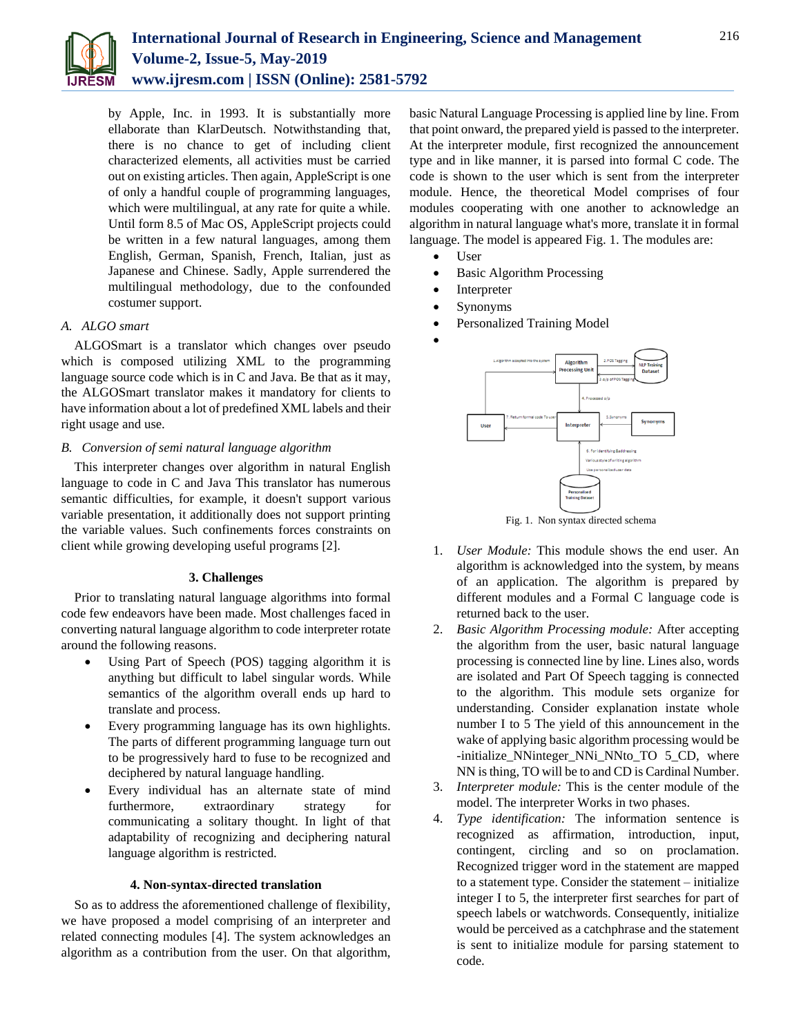by Apple, Inc. in 1993. It is substantially more ellaborate than KlarDeutsch. Notwithstanding that, there is no chance to get of including client characterized elements, all activities must be carried out on existing articles. Then again, AppleScript is one of only a handful couple of programming languages, which were multilingual, at any rate for quite a while. Until form 8.5 of Mac OS, AppleScript projects could be written in a few natural languages, among them English, German, Spanish, French, Italian, just as Japanese and Chinese. Sadly, Apple surrendered the multilingual methodology, due to the confounded costumer support.

### A. *ALGO smart*

ALGOSmart is a translator which changes over pseudo which is composed utilizing XML to the programming language source code which is in C and Java. Be that as it may, the ALGOSmart translator makes it mandatory for clients to have information about a lot of predefined XML labels and their right usage and use.

### B. *Conversion of semi natural language algorithm*

This interpreter changes over algorithm in natural English language to code in C and Java This translator has numerous semantic difficulties, for example, it doesn't support various variable presentation, it additionally does not support printing the variable values. Such confinements forces constraints on client while growing developing useful programs [2].

## 3. Challenges

Prior to translating natural language algorithms into formal code few endeavors have been made. Most challenges faced in converting natural language algorithm to code interpreter rotate around the following reasons.

- Using Part of Speech (POS) tagging algorithm it is anything but difficult to label singular words. While semantics of the algorithm overall ends up hard to translate and process.
- Every programming language has its own highlights. The parts of different programming language turn out to be progressively hard to fuse to be recognized and deciphered by natural language handling.
- Every individual has an alternate state of mind furthermore, extraordinary strategy for communicating a solitary thought. In light of that adaptability of recognizing and deciphering natural language algorithm is restricted.

## 4. Non-syntax-directed translation

So as to address the aforementioned challenge of flexibility, we have proposed a model comprising of an interpreter and related connecting modules [4]. The system acknowledges an algorithm as a contribution from the user. On that algorithm, basic Natural Language Processing is applied line by line. From that point onward, the prepared yield is passed to the interpreter. At the interpreter module, first recognized the announcement type and in like manner, it is parsed into formal C code. The code is shown to the user which is sent from the interpreter module. Hence, the theoretical Model comprises of four modules cooperating with one another to acknowledge an algorithm in natural language what's more, translate it in formal language. The model is appeared Fig. 1. The modules are:

- User
- Basic Algorithm Processing
- Interpreter
- Synonyms
- Personalized Training Model

Fig. 1. Non syntax directed schema

1. *User Module:* This module shows the end user. An algorithm is acknowledged into the system, by means of an application. The algorithm is prepared by different modules and a Formal C language code is returned back to the user.
2. *Basic Algorithm Processing module:* After accepting the algorithm from the user, basic natural language processing is connected line by line. Lines also, words are isolated and Part Of Speech tagging is connected to the algorithm. This module sets organize for understanding. Consider explanation instate whole number I to 5 The yield of this announcement in the wake of applying basic algorithm processing would be -initialize_NNinteger_NNi_NNto_TO 5_CD, where NN is thing, TO will be to and CD is Cardinal Number.
3. *Interpreter module:* This is the center module of the model. The interpreter Works in two phases.
4. *Type identification:* The information sentence is recognized as affirmation, introduction, input, contingent, circling and so on proclamation. Recognized trigger word in the statement are mapped to a statement type. Consider the statement – initialize integer I to 5, the interpreter first searches for part of speech labels or watchwords. Consequently, initialize would be perceived as a catchphrase and the statement is sent to initialize module for parsing statement to code.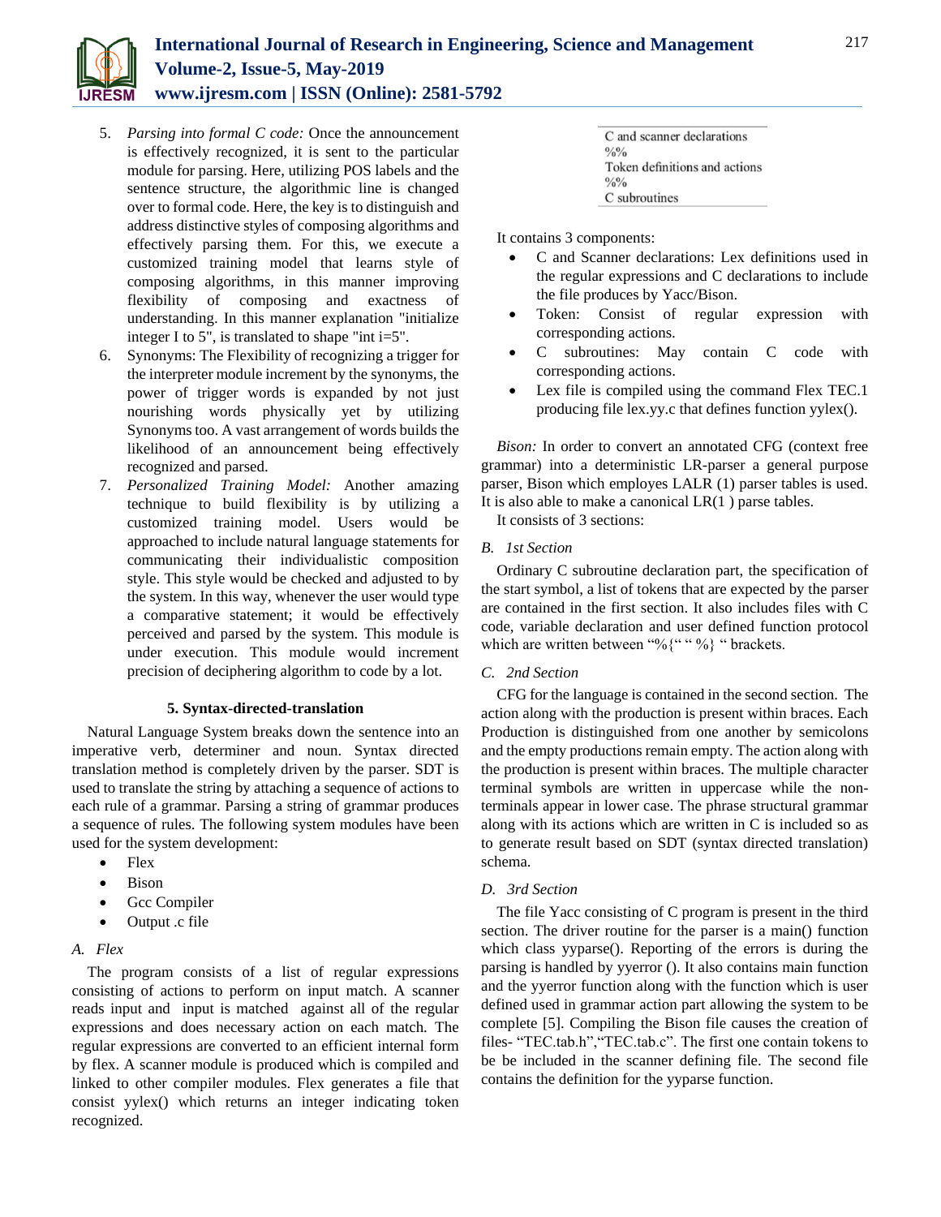5. *Parsing into formal C code:* Once the announcement is effectively recognized, it is sent to the particular module for parsing. Here, utilizing POS labels and the sentence structure, the algorithmic line is changed over to formal code. Here, the key is to distinguish and address distinctive styles of composing algorithms and effectively parsing them. For this, we execute a customized training model that learns style of composing algorithms, in this manner improving flexibility of composing and exactness of understanding. In this manner explanation "initialize integer I to 5", is translated to shape "int i=5".
6. Synonyms: The Flexibility of recognizing a trigger for the interpreter module increment by the synonyms, the power of trigger words is expanded by not just nourishing words physically yet by utilizing Synonyms too. A vast arrangement of words builds the likelihood of an announcement being effectively recognized and parsed.
7. *Personalized Training Model:* Another amazing technique to build flexibility is by utilizing a customized training model. Users would be approached to include natural language statements for communicating their individualistic composition style. This style would be checked and adjusted to by the system. In this way, whenever the user would type a comparative statement; it would be effectively perceived and parsed by the system. This module is under execution. This module would increment precision of deciphering algorithm to code by a lot.

### 5. Syntax-directed-translation

Natural Language System breaks down the sentence into an imperative verb, determiner and noun. Syntax directed translation method is completely driven by the parser. SDT is used to translate the string by attaching a sequence of actions to each rule of a grammar. Parsing a string of grammar produces a sequence of rules. The following system modules have been used for the system development:

- Flex
- Bison
- Gcc Compiler
- Output .c file

#### *A. Flex*

The program consists of a list of regular expressions consisting of actions to perform on input match. A scanner reads input and input is matched against all of the regular expressions and does necessary action on each match. The regular expressions are converted to an efficient internal form by flex. A scanner module is produced which is compiled and linked to other compiler modules. Flex generates a file that consist yylex() which returns an integer indicating token recognized.

```
C and scanner declarations
%%
Token definitions and actions
%%
C subroutines
```

It contains 3 components:

- C and Scanner declarations: Lex definitions used in the regular expressions and C declarations to include the file produces by Yacc/Bison.
- Token: Consist of regular expression with corresponding actions.
- C subroutines: May contain C code with corresponding actions.
- Lex file is compiled using the command Flex TEC.1 producing file lex.yy.c that defines function yylex().

*Bison:* In order to convert an annotated CFG (context free grammar) into a deterministic LR-parser a general purpose parser, Bison which employes LALR (1) parser tables is used. It is also able to make a canonical LR(1 ) parse tables.

It consists of 3 sections:

#### *B. 1st Section*

Ordinary C subroutine declaration part, the specification of the start symbol, a list of tokens that are expected by the parser are contained in the first section. It also includes files with C code, variable declaration and user defined function protocol which are written between "%{" " %} " brackets.

#### *C. 2nd Section*

CFG for the language is contained in the second section. The action along with the production is present within braces. Each Production is distinguished from one another by semicolons and the empty productions remain empty. The action along with the production is present within braces. The multiple character terminal symbols are written in uppercase while the non-terminals appear in lower case. The phrase structural grammar along with its actions which are written in C is included so as to generate result based on SDT (syntax directed translation) schema.

#### *D. 3rd Section*

The file Yacc consisting of C program is present in the third section. The driver routine for the parser is a main() function which class yyparse(). Reporting of the errors is during the parsing is handled by yyerror (). It also contains main function and the yyerror function along with the function which is user defined used in grammar action part allowing the system to be complete [5]. Compiling the Bison file causes the creation of files- "TEC.tab.h","TEC.tab.c". The first one contain tokens to be be included in the scanner defining file. The second file contains the definition for the yyparse function.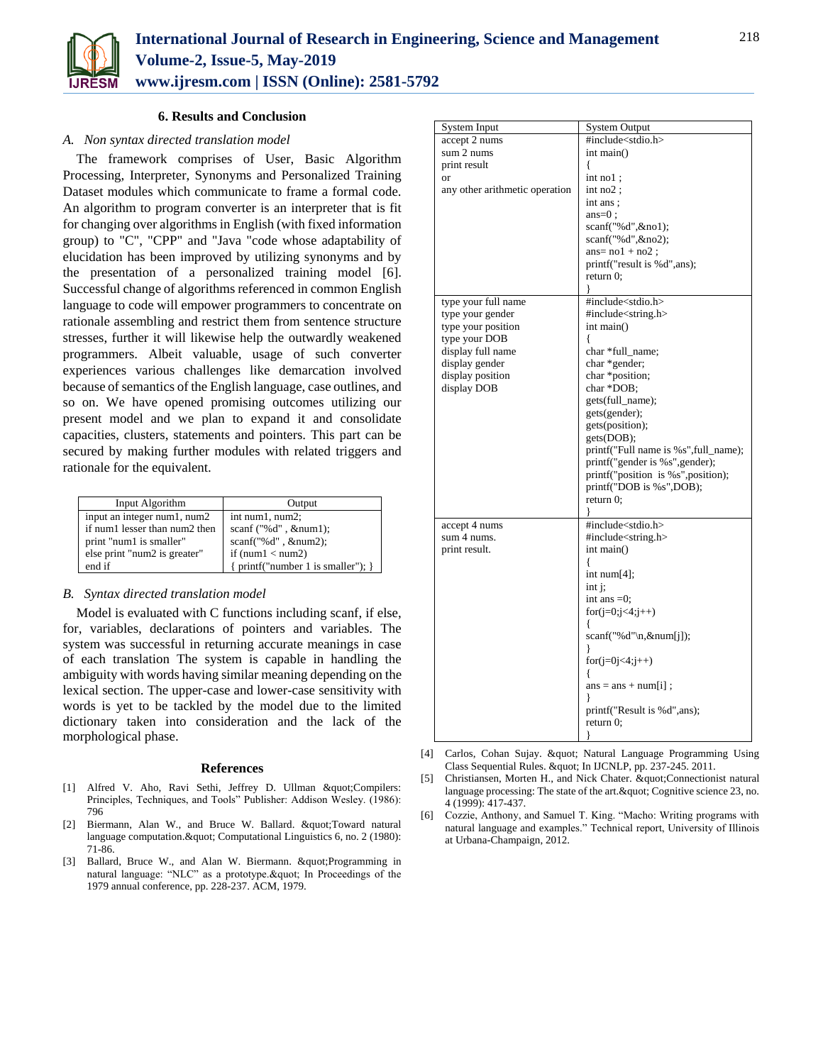## 6. Results and Conclusion

### *A. Non syntax directed translation model*

The framework comprises of User, Basic Algorithm Processing, Interpreter, Synonyms and Personalized Training Dataset modules which communicate to frame a formal code. An algorithm to program converter is an interpreter that is fit for changing over algorithms in English (with fixed information group) to "C", "CPP" and "Java "code whose adaptability of elucidation has been improved by utilizing synonyms and by the presentation of a personalized training model [6]. Successful change of algorithms referenced in common English language to code will empower programmers to concentrate on rationale assembling and restrict them from sentence structure stresses, further it will likewise help the outwardly weakened programmers. Albeit valuable, usage of such converter experiences various challenges like demarcation involved because of semantics of the English language, case outlines, and so on. We have opened promising outcomes utilizing our present model and we plan to expand it and consolidate capacities, clusters, statements and pointers. This part can be secured by making further modules with related triggers and rationale for the equivalent.

| Input Algorithm | Output |
|---|---|
| input an integer num1, num2<br>if num1 lesser than num2 then<br>print "num1 is smaller"<br>else print "num2 is greater"<br>end if | int num1, num2;<br>scanf ("%d" , &num1);<br>scanf("%d" , &num2);<br>if (num1 < num2)<br>{ printf("number 1 is smaller"); } |

### *B. Syntax directed translation model*

Model is evaluated with C functions including scanf, if else, for, variables, declarations of pointers and variables. The system was successful in returning accurate meanings in case of each translation The system is capable in handling the ambiguity with words having similar meaning depending on the lexical section. The upper-case and lower-case sensitivity with words is yet to be tackled by the model due to the limited dictionary taken into consideration and the lack of the morphological phase.

| System Input | System Output |
|---|---|
| accept 2 nums<br>sum 2 nums<br>print result<br>or<br>any other arithmetic operation | #include<stdio.h><br>int main()<br>{<br>int no1 ;<br>int no2 ;<br>int ans ;<br>ans=0 ;<br>scanf("%d",&no1);<br>scanf("%d",&no2);<br>ans= no1 + no2 ;<br>printf("result is %d",ans);<br>return 0;<br>} |
| type your full name<br>type your gender<br>type your position<br>type your DOB<br>display full name<br>display gender<br>display position<br>display DOB | #include<stdio.h><br>#include<string.h><br>int main()<br>{<br>char *full_name;<br>char *gender;<br>char *position;<br>char *DOB;<br>gets(full_name);<br>gets(gender);<br>gets(position);<br>gets(DOB);<br>printf("Full name is %s",full_name);<br>printf("gender is %s",gender);<br>printf("position is %s",position);<br>printf("DOB is %s",DOB);<br>return 0;<br>} |
| accept 4 nums<br>sum 4 nums.<br>print result. | #include<stdio.h><br>#include<string.h><br>int main()<br>{<br>int num[4];<br>int j;<br>int ans =0;<br>for(j=0;j<4;j++)<br>{<br>scanf("%d"\n,&num[j]);<br>}<br>for(j=0j<4;j++)<br>{<br>ans = ans + num[i] ;<br>}<br>printf("Result is %d",ans);<br>return 0;<br>} |

## References

[1] Alfred V. Aho, Ravi Sethi, Jeffrey D. Ullman &quot;Compilers: Principles, Techniques, and Tools" Publisher: Addison Wesley. (1986): 796

[2] Biermann, Alan W., and Bruce W. Ballard. &quot;Toward natural language computation.&quot; Computational Linguistics 6, no. 2 (1980): 71-86.

[3] Ballard, Bruce W., and Alan W. Biermann. &quot;Programming in natural language: "NLC" as a prototype.&quot; In Proceedings of the 1979 annual conference, pp. 228-237. ACM, 1979.

[4] Carlos, Cohan Sujay. &quot; Natural Language Programming Using Class Sequential Rules. &quot; In IJCNLP, pp. 237-245. 2011.

[5] Christiansen, Morten H., and Nick Chater. &quot;Connectionist natural language processing: The state of the art.&quot; Cognitive science 23, no. 4 (1999): 417-437.

[6] Cozzie, Anthony, and Samuel T. King. "Macho: Writing programs with natural language and examples." Technical report, University of Illinois at Urbana-Champaign, 2012.